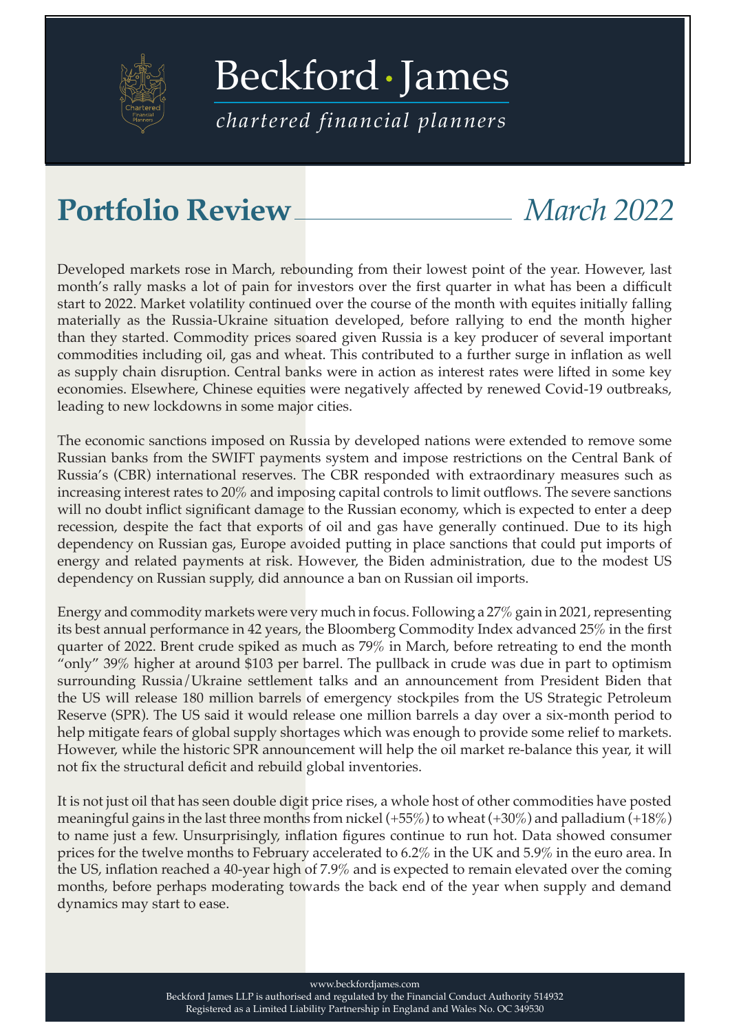# Beckford · James

*chartered financial planners*

## Portfolio Review *March 2022*

Developed markets rose in March, rebounding from their lowest point of the year. However, last month's rally masks a lot of pain for investors over the first quarter in what has been a difficult start to 2022. Market volatility continued over the course of the month with equites initially falling materially as the Russia-Ukraine situation developed, before rallying to end the month higher than they started. Commodity prices soared given Russia is a key producer of several important commodities including oil, gas and wheat. This contributed to a further surge in inflation as well as supply chain disruption. Central banks were in action as interest rates were lifted in some key economies. Elsewhere, Chinese equities were negatively affected by renewed Covid-19 outbreaks, leading to new lockdowns in some major cities.

The economic sanctions imposed on Russia by developed nations were extended to remove some Russian banks from the SWIFT payments system and impose restrictions on the Central Bank of Russia's (CBR) international reserves. The CBR responded with extraordinary measures such as increasing interest rates to 20% and imposing capital controls to limit outflows. The severe sanctions will no doubt inflict significant damage to the Russian economy, which is expected to enter a deep recession, despite the fact that exports of oil and gas have generally continued. Due to its high dependency on Russian gas, Europe avoided putting in place sanctions that could put imports of energy and related payments at risk. However, the Biden administration, due to the modest US dependency on Russian supply, did announce a ban on Russian oil imports.

Energy and commodity markets were very much in focus. Following a 27% gain in 2021, representing its best annual performance in 42 years, the Bloomberg Commodity Index advanced 25% in the first quarter of 2022. Brent crude spiked as much as 79% in March, before retreating to end the month "only" 39% higher at around $103 per barrel. The pullback in crude was due in part to optimism surrounding Russia/Ukraine settlement talks and an announcement from President Biden that the US will release 180 million barrels of emergency stockpiles from the US Strategic Petroleum Reserve (SPR). The US said it would release one million barrels a day over a six-month period to help mitigate fears of global supply shortages which was enough to provide some relief to markets. However, while the historic SPR announcement will help the oil market re-balance this year, it will not fix the structural deficit and rebuild global inventories.

It is not just oil that has seen double digit price rises, a whole host of other commodities have posted meaningful gains in the last three months from nickel (+55%) to wheat (+30%) and palladium (+18%) to name just a few. Unsurprisingly, inflation figures continue to run hot. Data showed consumer prices for the twelve months to February accelerated to 6.2% in the UK and 5.9% in the euro area. In the US, inflation reached a 40-year high of 7.9% and is expected to remain elevated over the coming months, before perhaps moderating towards the back end of the year when supply and demand dynamics may start to ease.

www.beckfordjames.com
Beckford James LLP is authorised and regulated by the Financial Conduct Authority 514932
Registered as a Limited Liability Partnership in England and Wales No. OC 349530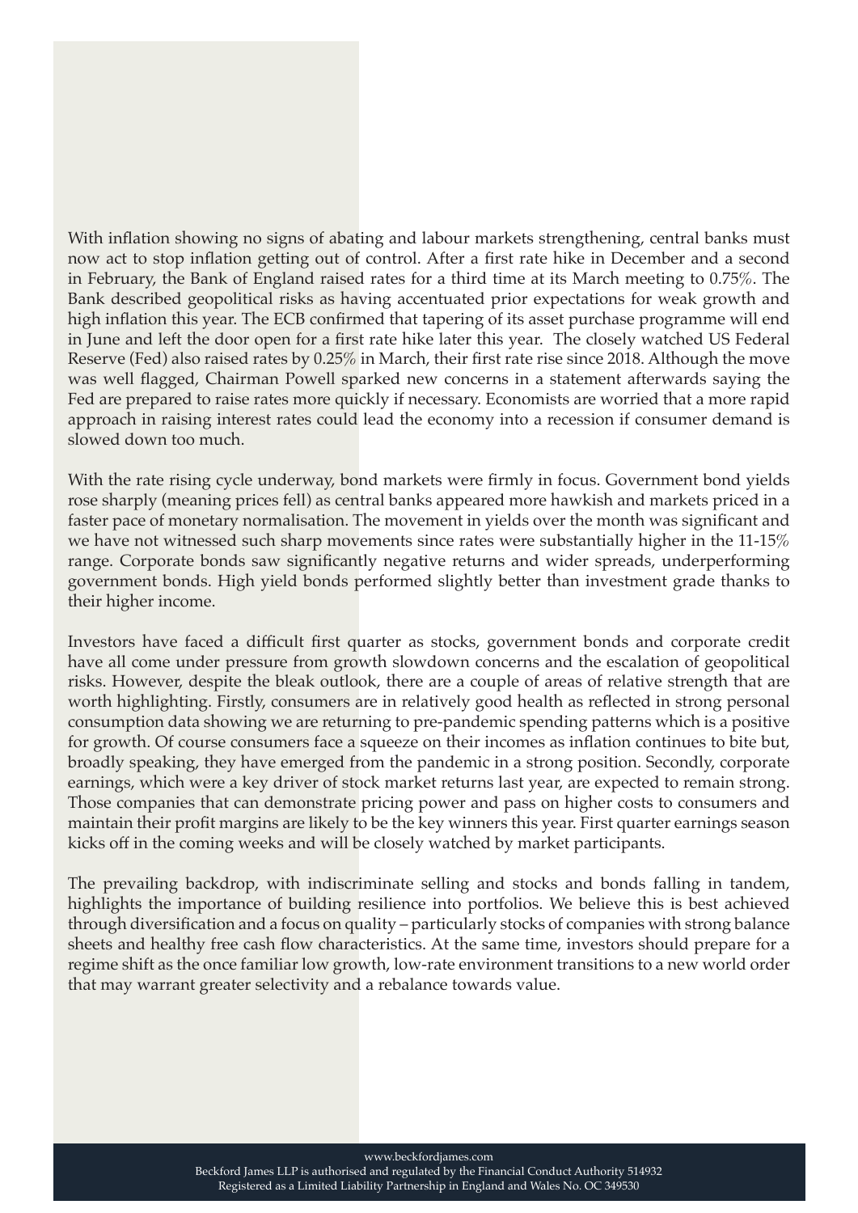With inflation showing no signs of abating and labour markets strengthening, central banks must now act to stop inflation getting out of control. After a first rate hike in December and a second in February, the Bank of England raised rates for a third time at its March meeting to 0.75%. The Bank described geopolitical risks as having accentuated prior expectations for weak growth and high inflation this year. The ECB confirmed that tapering of its asset purchase programme will end in June and left the door open for a first rate hike later this year. The closely watched US Federal Reserve (Fed) also raised rates by 0.25% in March, their first rate rise since 2018. Although the move was well flagged, Chairman Powell sparked new concerns in a statement afterwards saying the Fed are prepared to raise rates more quickly if necessary. Economists are worried that a more rapid approach in raising interest rates could lead the economy into a recession if consumer demand is slowed down too much.

With the rate rising cycle underway, bond markets were firmly in focus. Government bond yields rose sharply (meaning prices fell) as central banks appeared more hawkish and markets priced in a faster pace of monetary normalisation. The movement in yields over the month was significant and we have not witnessed such sharp movements since rates were substantially higher in the 11-15% range. Corporate bonds saw significantly negative returns and wider spreads, underperforming government bonds. High yield bonds performed slightly better than investment grade thanks to their higher income.

Investors have faced a difficult first quarter as stocks, government bonds and corporate credit have all come under pressure from growth slowdown concerns and the escalation of geopolitical risks. However, despite the bleak outlook, there are a couple of areas of relative strength that are worth highlighting. Firstly, consumers are in relatively good health as reflected in strong personal consumption data showing we are returning to pre-pandemic spending patterns which is a positive for growth. Of course consumers face a squeeze on their incomes as inflation continues to bite but, broadly speaking, they have emerged from the pandemic in a strong position. Secondly, corporate earnings, which were a key driver of stock market returns last year, are expected to remain strong. Those companies that can demonstrate pricing power and pass on higher costs to consumers and maintain their profit margins are likely to be the key winners this year. First quarter earnings season kicks off in the coming weeks and will be closely watched by market participants.

The prevailing backdrop, with indiscriminate selling and stocks and bonds falling in tandem, highlights the importance of building resilience into portfolios. We believe this is best achieved through diversification and a focus on quality – particularly stocks of companies with strong balance sheets and healthy free cash flow characteristics. At the same time, investors should prepare for a regime shift as the once familiar low growth, low-rate environment transitions to a new world order that may warrant greater selectivity and a rebalance towards value.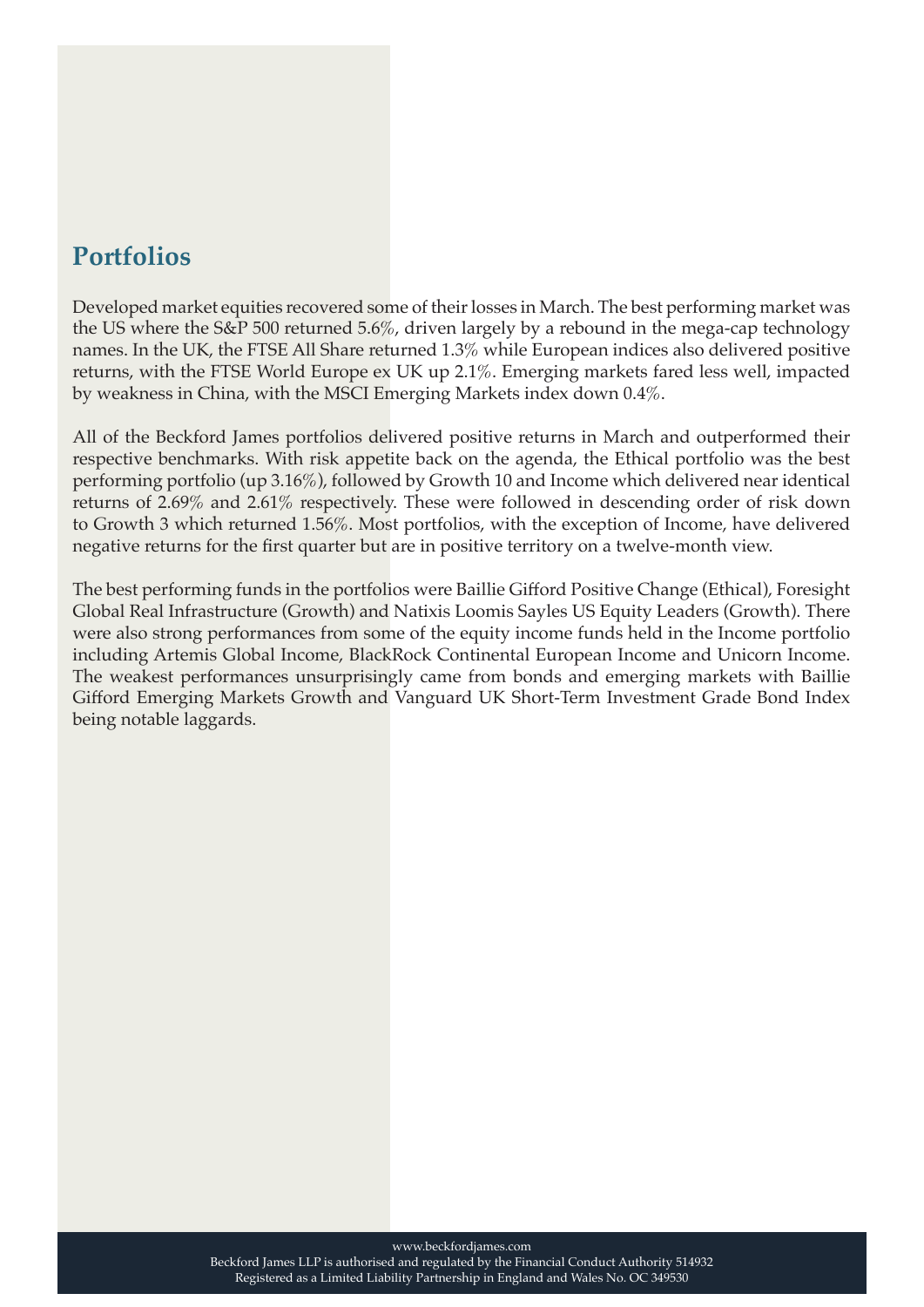## Portfolios

Developed market equities recovered some of their losses in March. The best performing market was the US where the S&P 500 returned 5.6%, driven largely by a rebound in the mega-cap technology names. In the UK, the FTSE All Share returned 1.3% while European indices also delivered positive returns, with the FTSE World Europe ex UK up 2.1%. Emerging markets fared less well, impacted by weakness in China, with the MSCI Emerging Markets index down 0.4%.

All of the Beckford James portfolios delivered positive returns in March and outperformed their respective benchmarks. With risk appetite back on the agenda, the Ethical portfolio was the best performing portfolio (up 3.16%), followed by Growth 10 and Income which delivered near identical returns of 2.69% and 2.61% respectively. These were followed in descending order of risk down to Growth 3 which returned 1.56%. Most portfolios, with the exception of Income, have delivered negative returns for the first quarter but are in positive territory on a twelve-month view.

The best performing funds in the portfolios were Baillie Gifford Positive Change (Ethical), Foresight Global Real Infrastructure (Growth) and Natixis Loomis Sayles US Equity Leaders (Growth). There were also strong performances from some of the equity income funds held in the Income portfolio including Artemis Global Income, BlackRock Continental European Income and Unicorn Income. The weakest performances unsurprisingly came from bonds and emerging markets with Baillie Gifford Emerging Markets Growth and Vanguard UK Short-Term Investment Grade Bond Index being notable laggards.

www.beckfordjames.com
Beckford James LLP is authorised and regulated by the Financial Conduct Authority 514932
Registered as a Limited Liability Partnership in England and Wales No. OC 349530